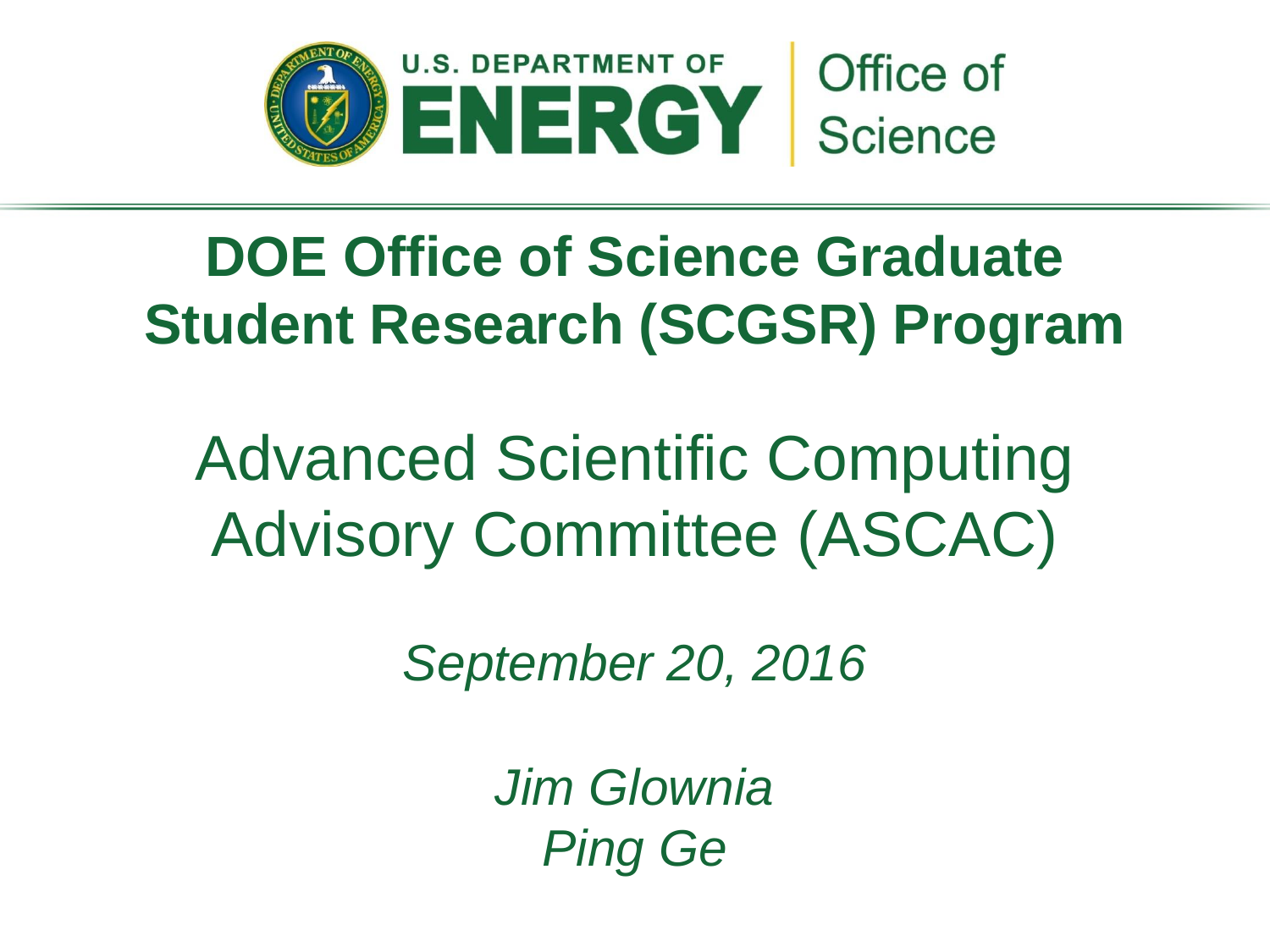U.S. DEPARTMENT OF ENERGY | Office of Science

# DOE Office of Science Graduate Student Research (SCGSR) Program

## Advanced Scientific Computing Advisory Committee (ASCAC)

*September 20, 2016*

*Jim Glownia*
*Ping Ge*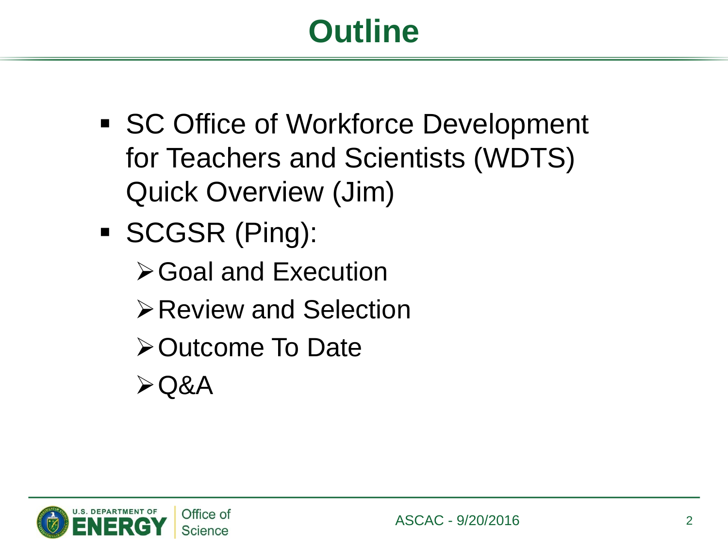# Outline

- SC Office of Workforce Development for Teachers and Scientists (WDTS) Quick Overview (Jim)
- SCGSR (Ping):
  - Goal and Execution
  - Review and Selection
  - Outcome To Date
  - Q&A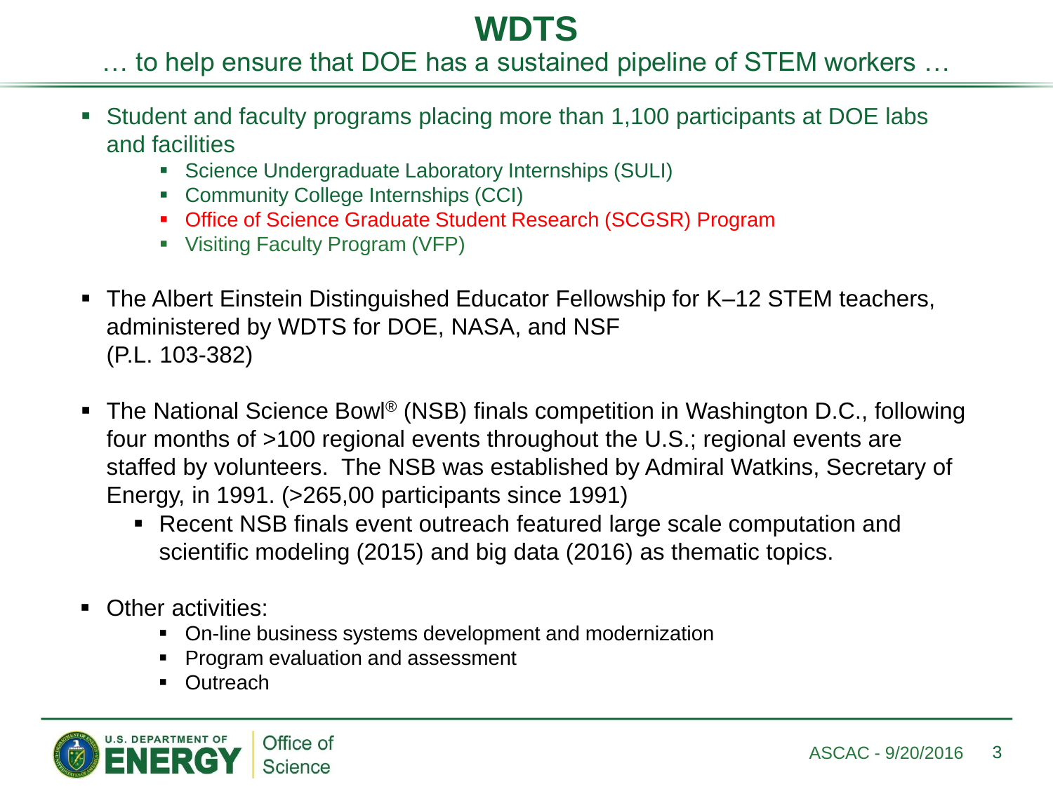# WDTS

… to help ensure that DOE has a sustained pipeline of STEM workers …

- Student and faculty programs placing more than 1,100 participants at DOE labs and facilities
  - Science Undergraduate Laboratory Internships (SULI)
  - Community College Internships (CCI)
  - Office of Science Graduate Student Research (SCGSR) Program
  - Visiting Faculty Program (VFP)
- The Albert Einstein Distinguished Educator Fellowship for K–12 STEM teachers, administered by WDTS for DOE, NASA, and NSF (P.L. 103-382)
- The National Science Bowl® (NSB) finals competition in Washington D.C., following four months of >100 regional events throughout the U.S.; regional events are staffed by volunteers. The NSB was established by Admiral Watkins, Secretary of Energy, in 1991. (>265,00 participants since 1991)
  - Recent NSB finals event outreach featured large scale computation and scientific modeling (2015) and big data (2016) as thematic topics.
- Other activities:
  - On-line business systems development and modernization
  - Program evaluation and assessment
  - Outreach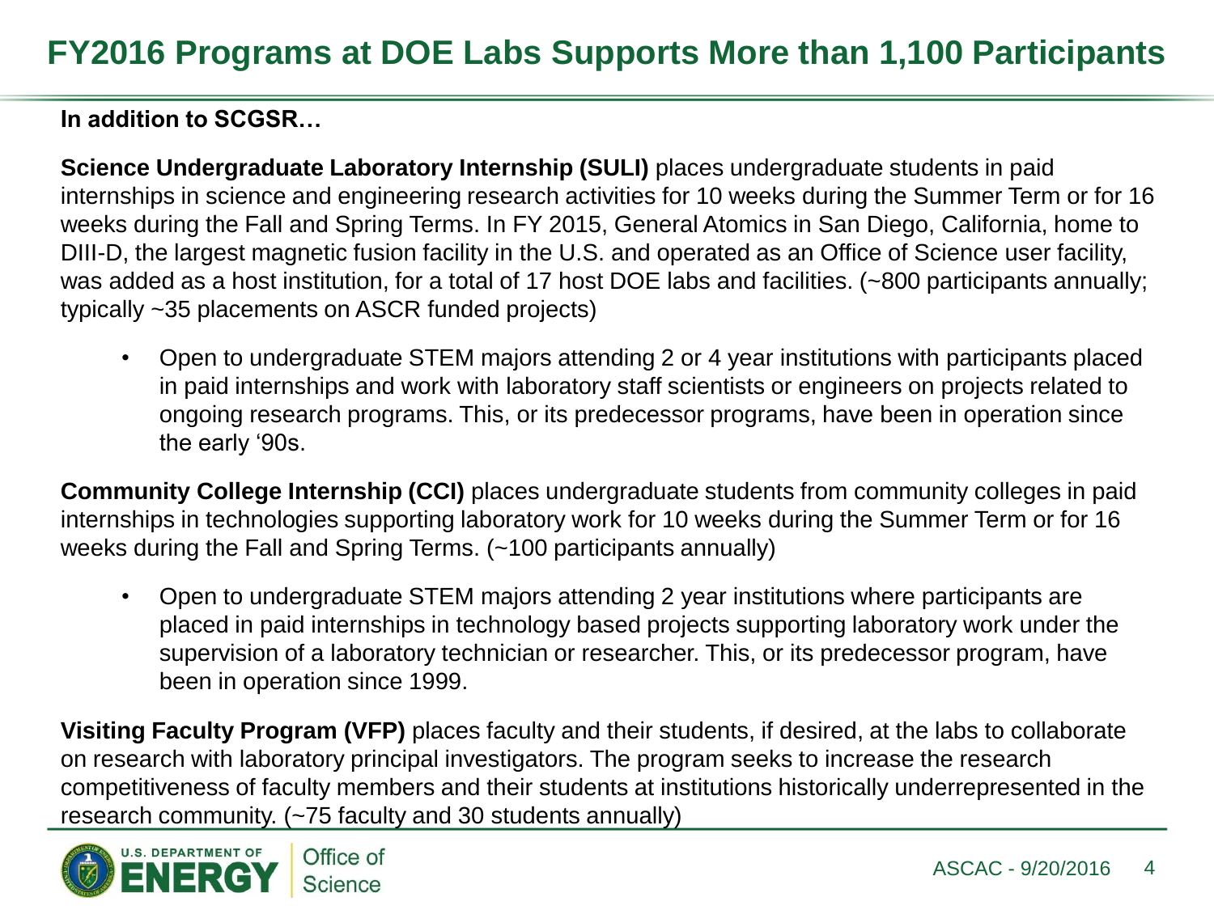# FY2016 Programs at DOE Labs Supports More than 1,100 Participants

**In addition to SCGSR…**

**Science Undergraduate Laboratory Internship (SULI)** places undergraduate students in paid internships in science and engineering research activities for 10 weeks during the Summer Term or for 16 weeks during the Fall and Spring Terms. In FY 2015, General Atomics in San Diego, California, home to DIII-D, the largest magnetic fusion facility in the U.S. and operated as an Office of Science user facility, was added as a host institution, for a total of 17 host DOE labs and facilities. (~800 participants annually; typically ~35 placements on ASCR funded projects)

- Open to undergraduate STEM majors attending 2 or 4 year institutions with participants placed in paid internships and work with laboratory staff scientists or engineers on projects related to ongoing research programs. This, or its predecessor programs, have been in operation since the early '90s.

**Community College Internship (CCI)** places undergraduate students from community colleges in paid internships in technologies supporting laboratory work for 10 weeks during the Summer Term or for 16 weeks during the Fall and Spring Terms. (~100 participants annually)

- Open to undergraduate STEM majors attending 2 year institutions where participants are placed in paid internships in technology based projects supporting laboratory work under the supervision of a laboratory technician or researcher. This, or its predecessor program, have been in operation since 1999.

**Visiting Faculty Program (VFP)** places faculty and their students, if desired, at the labs to collaborate on research with laboratory principal investigators. The program seeks to increase the research competitiveness of faculty members and their students at institutions historically underrepresented in the research community. (~75 faculty and 30 students annually)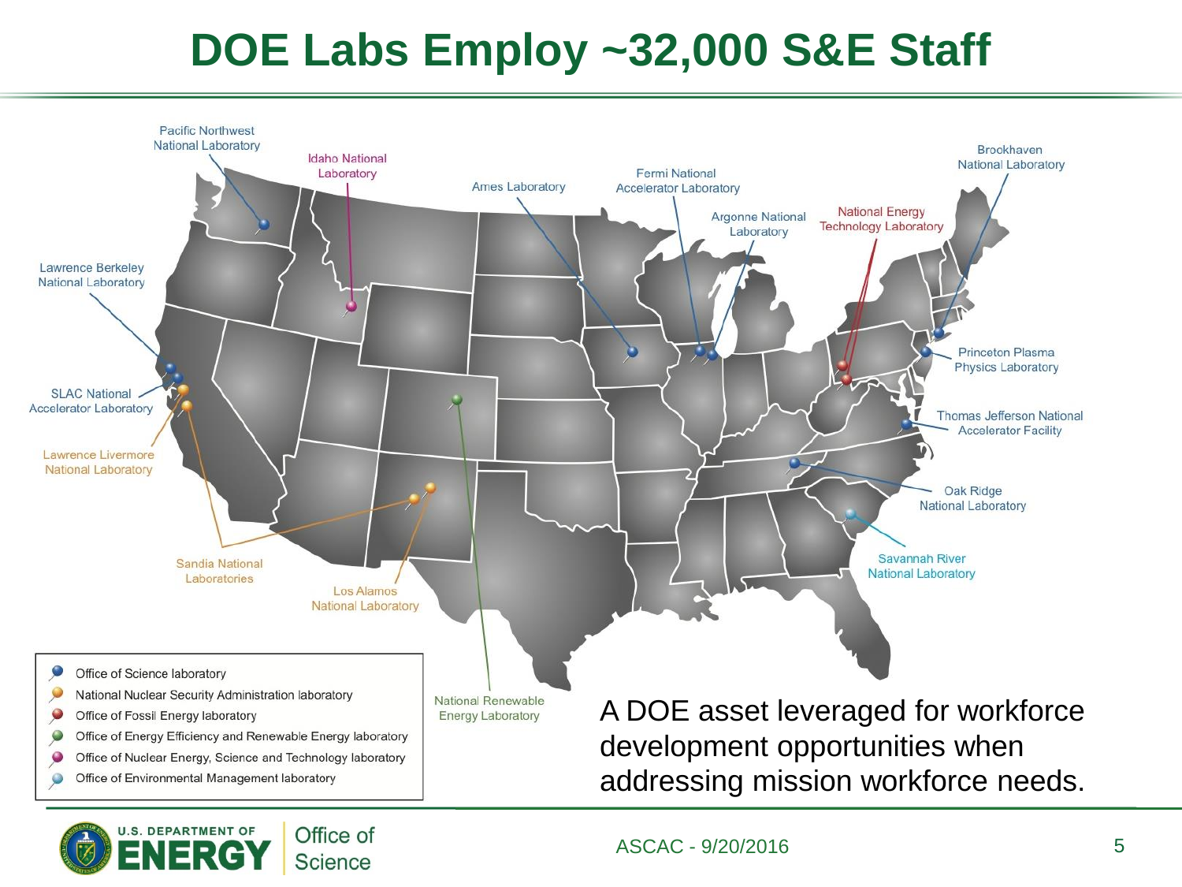# DOE Labs Employ ~32,000 S&E Staff

Pacific Northwest National Laboratory

Idaho National Laboratory

Ames Laboratory

Fermi National Accelerator Laboratory

Argonne National Laboratory

National Energy Technology Laboratory

Brookhaven National Laboratory

Lawrence Berkeley National Laboratory

SLAC National Accelerator Laboratory

Lawrence Livermore National Laboratory

Princeton Plasma Physics Laboratory

Thomas Jefferson National Accelerator Facility

Oak Ridge National Laboratory

Savannah River National Laboratory

Sandia National Laboratories

Los Alamos National Laboratory

National Renewable Energy Laboratory

- Office of Science laboratory
- National Nuclear Security Administration laboratory
- Office of Fossil Energy laboratory
- Office of Energy Efficiency and Renewable Energy laboratory
- Office of Nuclear Energy, Science and Technology laboratory
- Office of Environmental Management laboratory

A DOE asset leveraged for workforce development opportunities when addressing mission workforce needs.

ASCAC - 9/20/2016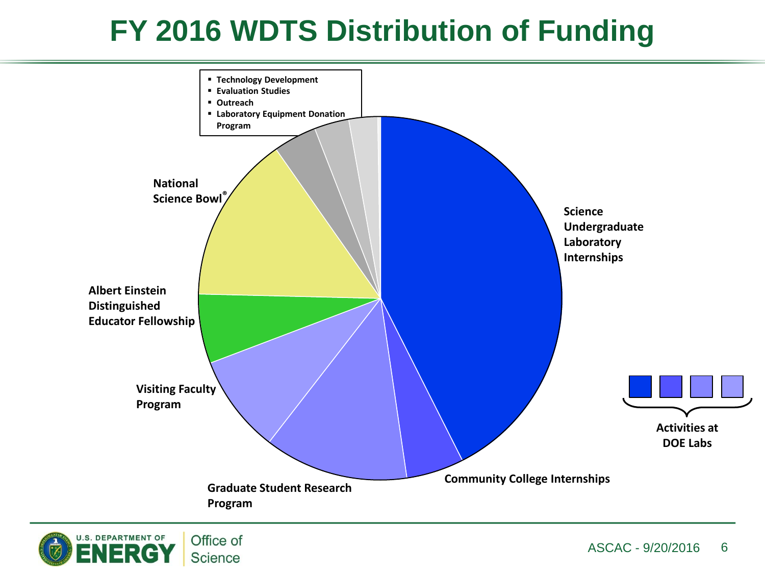# FY 2016 WDTS Distribution of Funding

- Technology Development
- Evaluation Studies
- Outreach
- Laboratory Equipment Donation Program

Science Undergraduate Laboratory Internships

Community College Internships

Graduate Student Research Program

Visiting Faculty Program

Albert Einstein Distinguished Educator Fellowship

National Science Bowl®

Activities at DOE Labs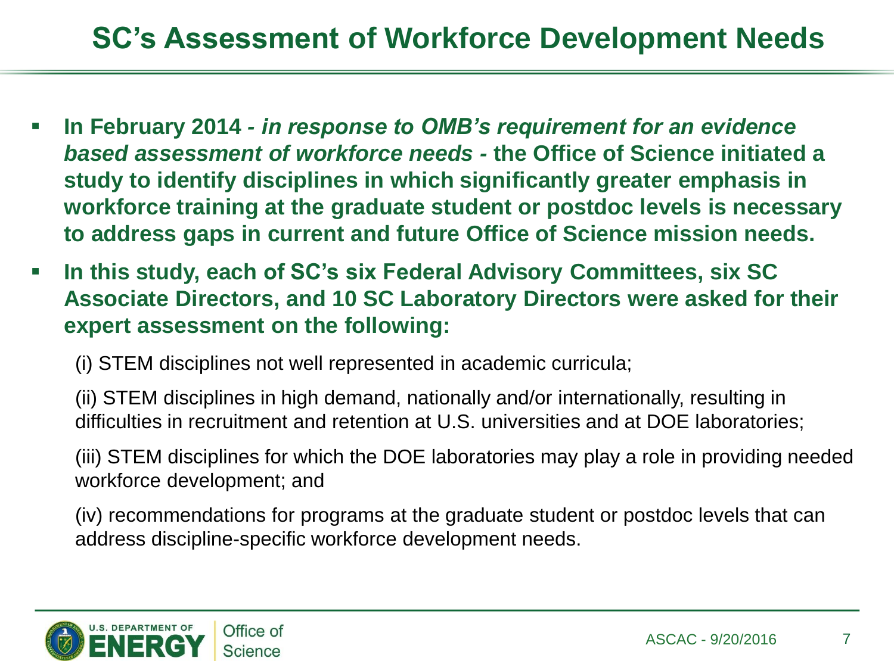# SC's Assessment of Workforce Development Needs

- **In February 2014 -** ***in response to OMB's requirement for an evidence based assessment of workforce needs*** **- the Office of Science initiated a study to identify disciplines in which significantly greater emphasis in workforce training at the graduate student or postdoc levels is necessary to address gaps in current and future Office of Science mission needs.**
- **In this study, each of SC's six Federal Advisory Committees, six SC Associate Directors, and 10 SC Laboratory Directors were asked for their expert assessment on the following:**

  (i) STEM disciplines not well represented in academic curricula;

  (ii) STEM disciplines in high demand, nationally and/or internationally, resulting in difficulties in recruitment and retention at U.S. universities and at DOE laboratories;

  (iii) STEM disciplines for which the DOE laboratories may play a role in providing needed workforce development; and

  (iv) recommendations for programs at the graduate student or postdoc levels that can address discipline-specific workforce development needs.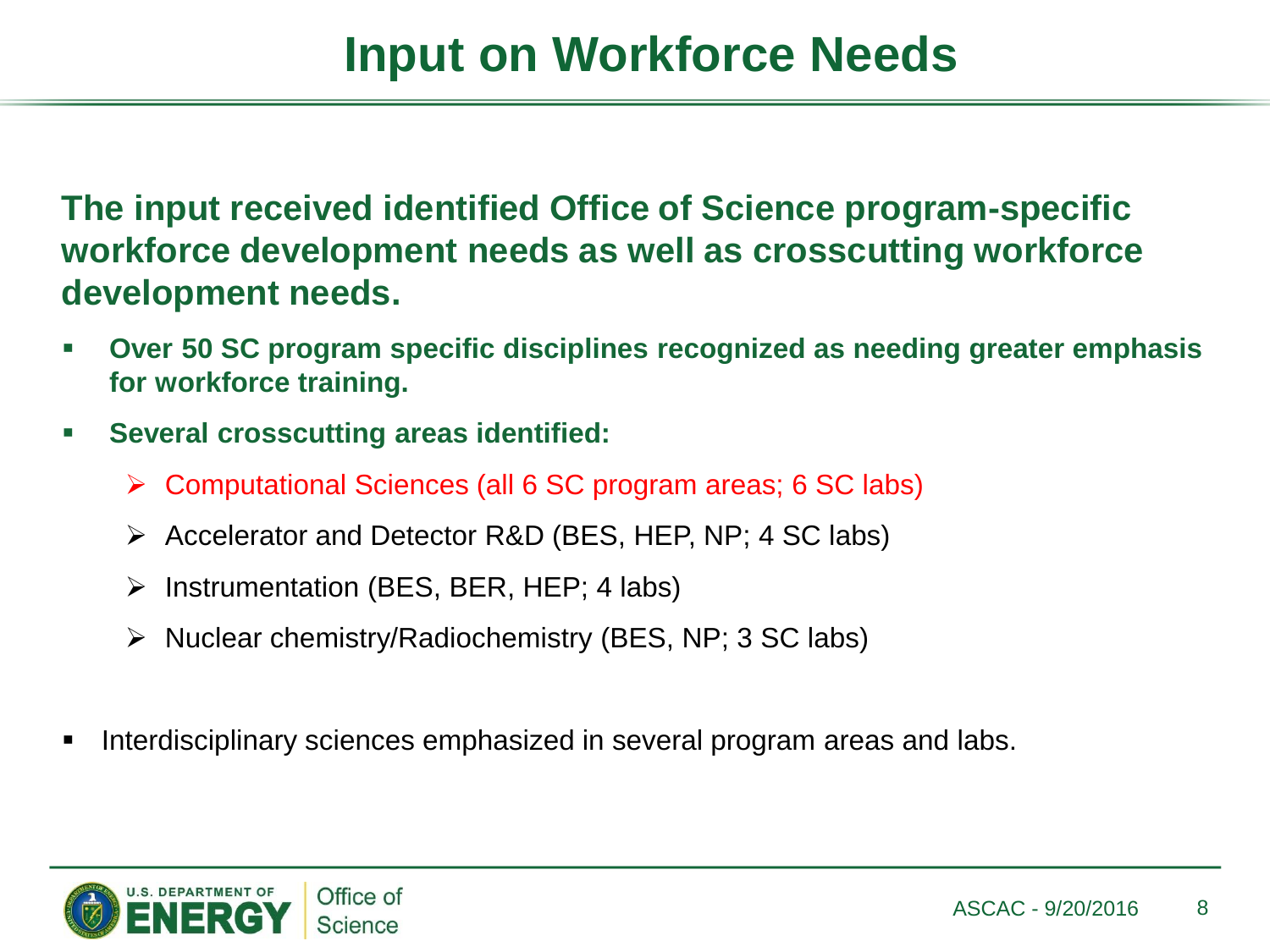# Input on Workforce Needs

**The input received identified Office of Science program-specific workforce development needs as well as crosscutting workforce development needs.**

- **Over 50 SC program specific disciplines recognized as needing greater emphasis for workforce training.**
- **Several crosscutting areas identified:**
  - Computational Sciences (all 6 SC program areas; 6 SC labs)
  - Accelerator and Detector R&D (BES, HEP, NP; 4 SC labs)
  - Instrumentation (BES, BER, HEP; 4 labs)
  - Nuclear chemistry/Radiochemistry (BES, NP; 3 SC labs)
- Interdisciplinary sciences emphasized in several program areas and labs.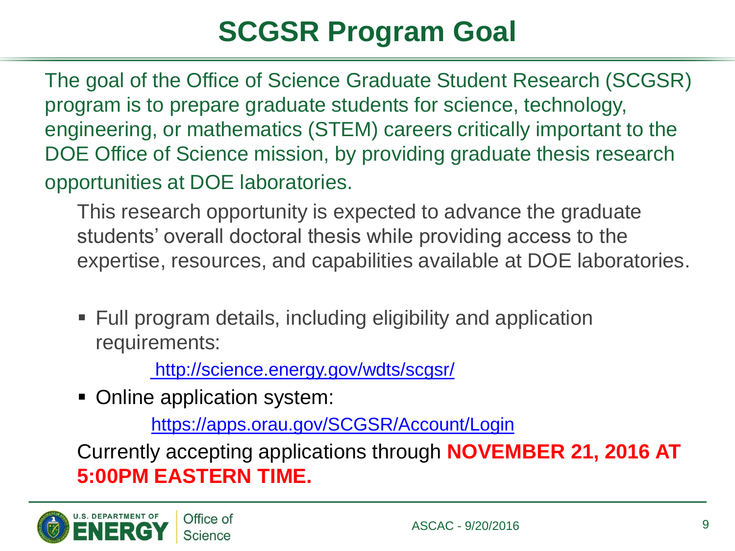# SCGSR Program Goal

The goal of the Office of Science Graduate Student Research (SCGSR) program is to prepare graduate students for science, technology, engineering, or mathematics (STEM) careers critically important to the DOE Office of Science mission, by providing graduate thesis research opportunities at DOE laboratories.

This research opportunity is expected to advance the graduate students' overall doctoral thesis while providing access to the expertise, resources, and capabilities available at DOE laboratories.

- Full program details, including eligibility and application requirements:

  http://science.energy.gov/wdts/scgsr/

- Online application system:

  https://apps.orau.gov/SCGSR/Account/Login

Currently accepting applications through **NOVEMBER 21, 2016 AT 5:00PM EASTERN TIME.**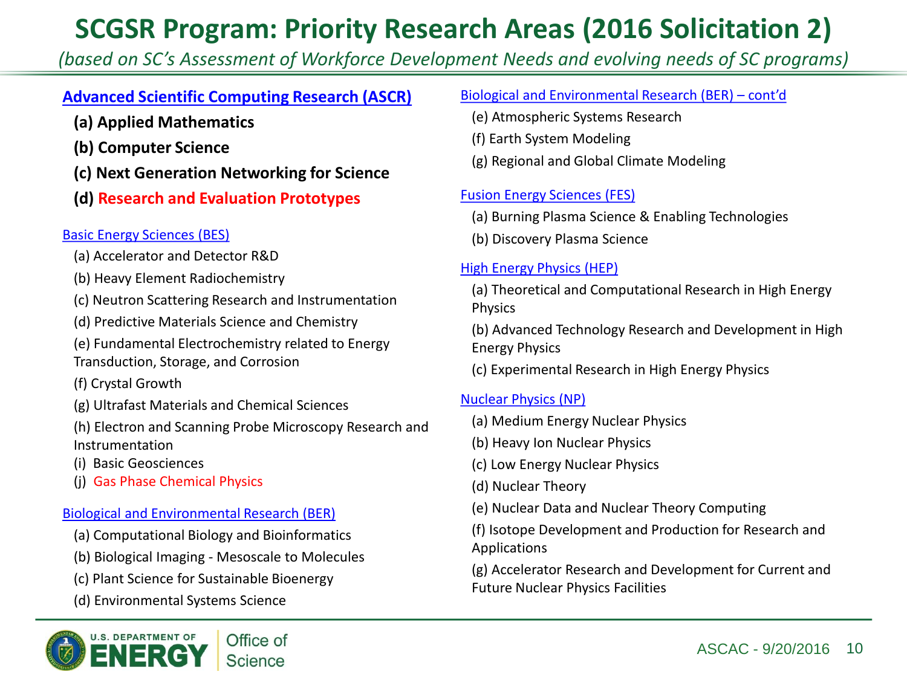# SCGSR Program: Priority Research Areas (2016 Solicitation 2)

*(based on SC's Assessment of Workforce Development Needs and evolving needs of SC programs)*

## Advanced Scientific Computing Research (ASCR)

- **(a) Applied Mathematics**
- **(b) Computer Science**
- **(c) Next Generation Networking for Science**
- **(d) Research and Evaluation Prototypes**

## Basic Energy Sciences (BES)

- (a) Accelerator and Detector R&D
- (b) Heavy Element Radiochemistry
- (c) Neutron Scattering Research and Instrumentation
- (d) Predictive Materials Science and Chemistry
- (e) Fundamental Electrochemistry related to Energy Transduction, Storage, and Corrosion
- (f) Crystal Growth
- (g) Ultrafast Materials and Chemical Sciences
- (h) Electron and Scanning Probe Microscopy Research and Instrumentation
- (i) Basic Geosciences
- (j) Gas Phase Chemical Physics

## Biological and Environmental Research (BER)

- (a) Computational Biology and Bioinformatics
- (b) Biological Imaging - Mesoscale to Molecules
- (c) Plant Science for Sustainable Bioenergy
- (d) Environmental Systems Science

## Biological and Environmental Research (BER) – cont'd

- (e) Atmospheric Systems Research
- (f) Earth System Modeling
- (g) Regional and Global Climate Modeling

## Fusion Energy Sciences (FES)

- (a) Burning Plasma Science & Enabling Technologies
- (b) Discovery Plasma Science

## High Energy Physics (HEP)

- (a) Theoretical and Computational Research in High Energy Physics
- (b) Advanced Technology Research and Development in High Energy Physics
- (c) Experimental Research in High Energy Physics

## Nuclear Physics (NP)

- (a) Medium Energy Nuclear Physics
- (b) Heavy Ion Nuclear Physics
- (c) Low Energy Nuclear Physics
- (d) Nuclear Theory
- (e) Nuclear Data and Nuclear Theory Computing
- (f) Isotope Development and Production for Research and Applications
- (g) Accelerator Research and Development for Current and Future Nuclear Physics Facilities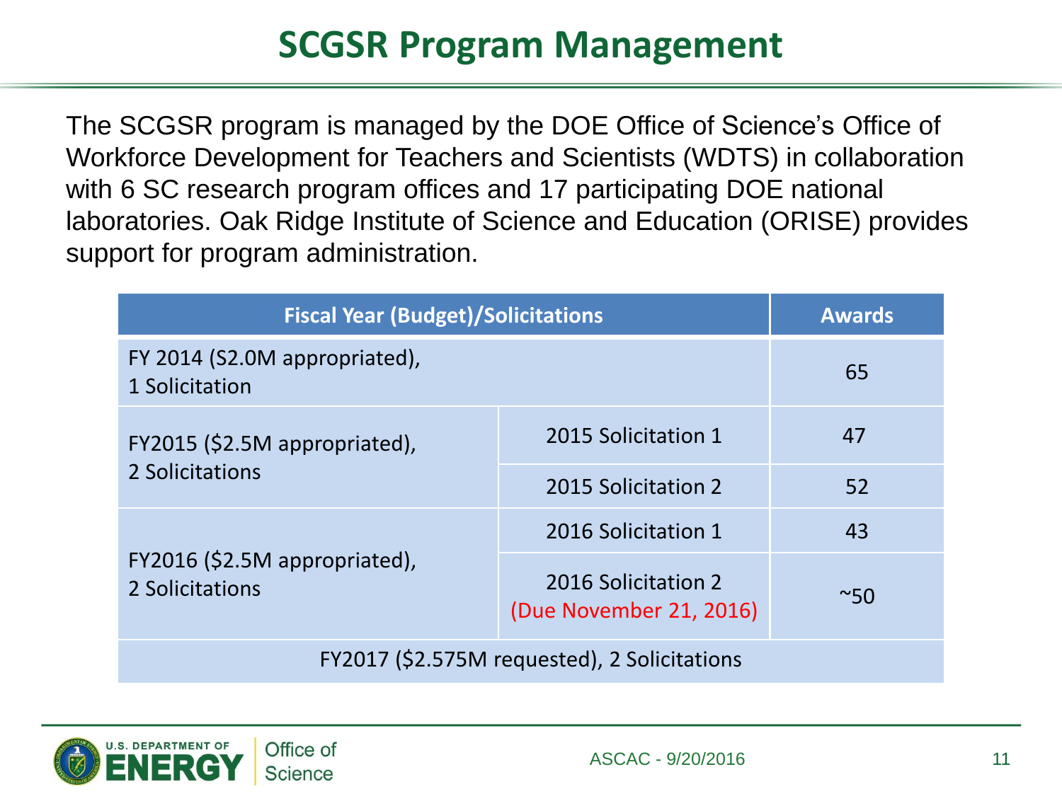# SCGSR Program Management

The SCGSR program is managed by the DOE Office of Science's Office of Workforce Development for Teachers and Scientists (WDTS) in collaboration with 6 SC research program offices and 17 participating DOE national laboratories. Oak Ridge Institute of Science and Education (ORISE) provides support for program administration.

| Fiscal Year (Budget)/Solicitations | | Awards |
|---|---|---|
| FY 2014 (S2.0M appropriated), 1 Solicitation | | 65 |
| FY2015 ($2.5M appropriated), 2 Solicitations | 2015 Solicitation 1 | 47 |
| | 2015 Solicitation 2 | 52 |
| FY2016 ($2.5M appropriated), 2 Solicitations | 2016 Solicitation 1 | 43 |
| | 2016 Solicitation 2 (Due November 21, 2016) | ~50 |
| FY2017 ($2.575M requested), 2 Solicitations | | |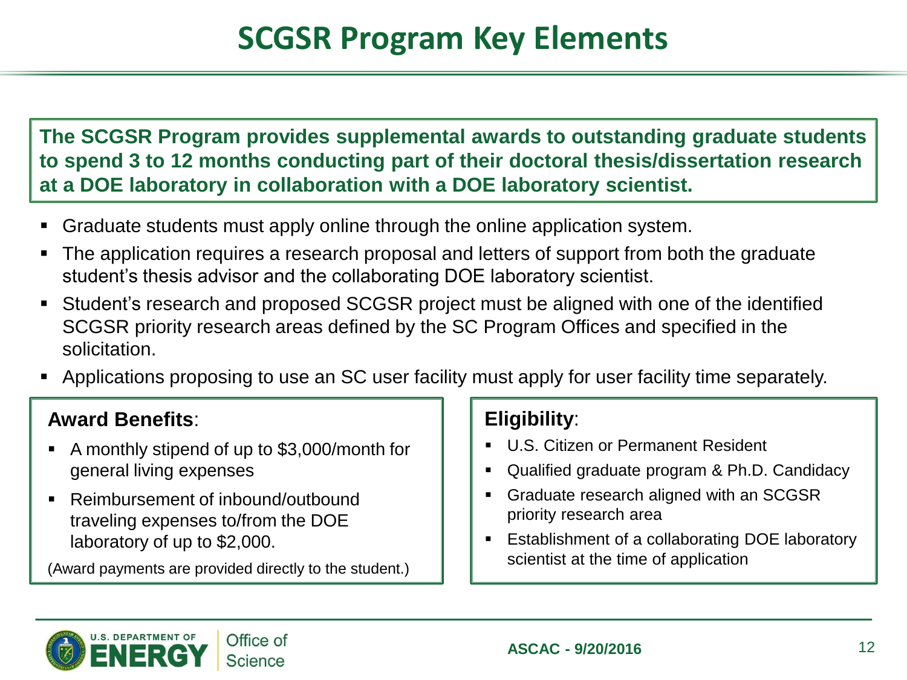# SCGSR Program Key Elements

**The SCGSR Program provides supplemental awards to outstanding graduate students to spend 3 to 12 months conducting part of their doctoral thesis/dissertation research at a DOE laboratory in collaboration with a DOE laboratory scientist.**

- Graduate students must apply online through the online application system.
- The application requires a research proposal and letters of support from both the graduate student's thesis advisor and the collaborating DOE laboratory scientist.
- Student's research and proposed SCGSR project must be aligned with one of the identified SCGSR priority research areas defined by the SC Program Offices and specified in the solicitation.
- Applications proposing to use an SC user facility must apply for user facility time separately.

**Award Benefits**:

- A monthly stipend of up to $3,000/month for general living expenses
- Reimbursement of inbound/outbound traveling expenses to/from the DOE laboratory of up to $2,000.

(Award payments are provided directly to the student.)

**Eligibility**:

- U.S. Citizen or Permanent Resident
- Qualified graduate program & Ph.D. Candidacy
- Graduate research aligned with an SCGSR priority research area
- Establishment of a collaborating DOE laboratory scientist at the time of application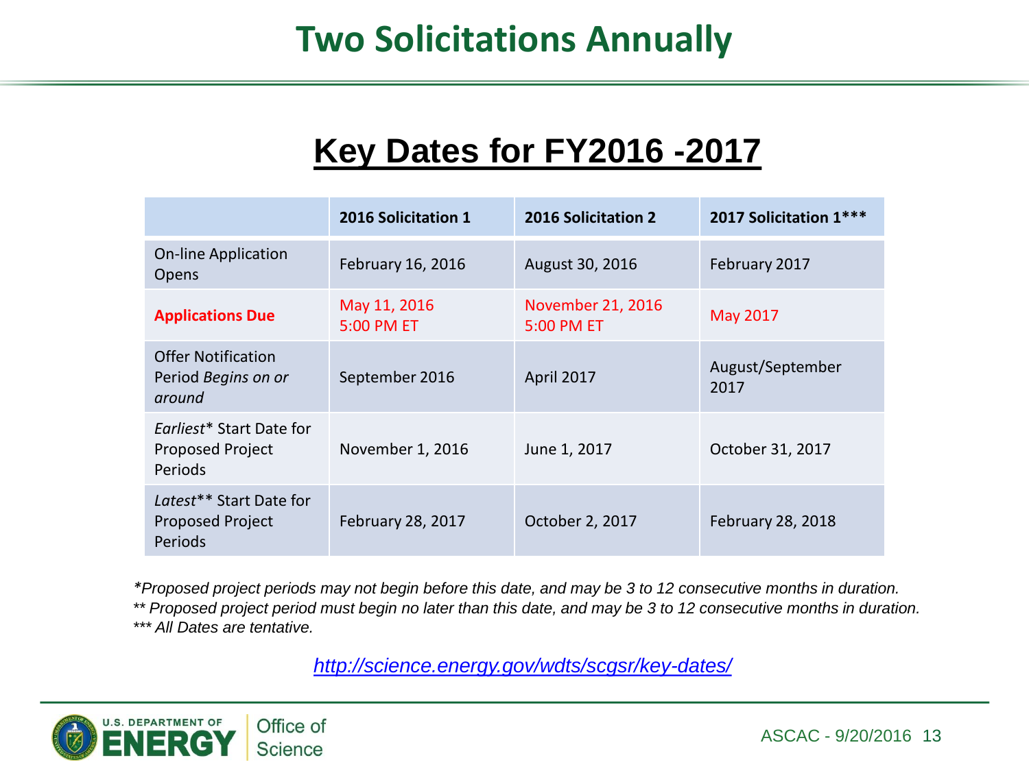# Two Solicitations Annually

## Key Dates for FY2016 -2017

| | 2016 Solicitation 1 | 2016 Solicitation 2 | 2017 Solicitation 1*** |
|---|---|---|---|
| On-line Application Opens | February 16, 2016 | August 30, 2016 | February 2017 |
| **Applications Due** | May 11, 2016 5:00 PM ET | November 21, 2016 5:00 PM ET | May 2017 |
| Offer Notification Period *Begins on or around* | September 2016 | April 2017 | August/September 2017 |
| *Earliest** Start Date for Proposed Project Periods | November 1, 2016 | June 1, 2017 | October 31, 2017 |
| *Latest*** Start Date for Proposed Project Periods | February 28, 2017 | October 2, 2017 | February 28, 2018 |

*\*Proposed project periods may not begin before this date, and may be 3 to 12 consecutive months in duration.*
*\*\* Proposed project period must begin no later than this date, and may be 3 to 12 consecutive months in duration.*
*\*\*\* All Dates are tentative.*

http://science.energy.gov/wdts/scgsr/key-dates/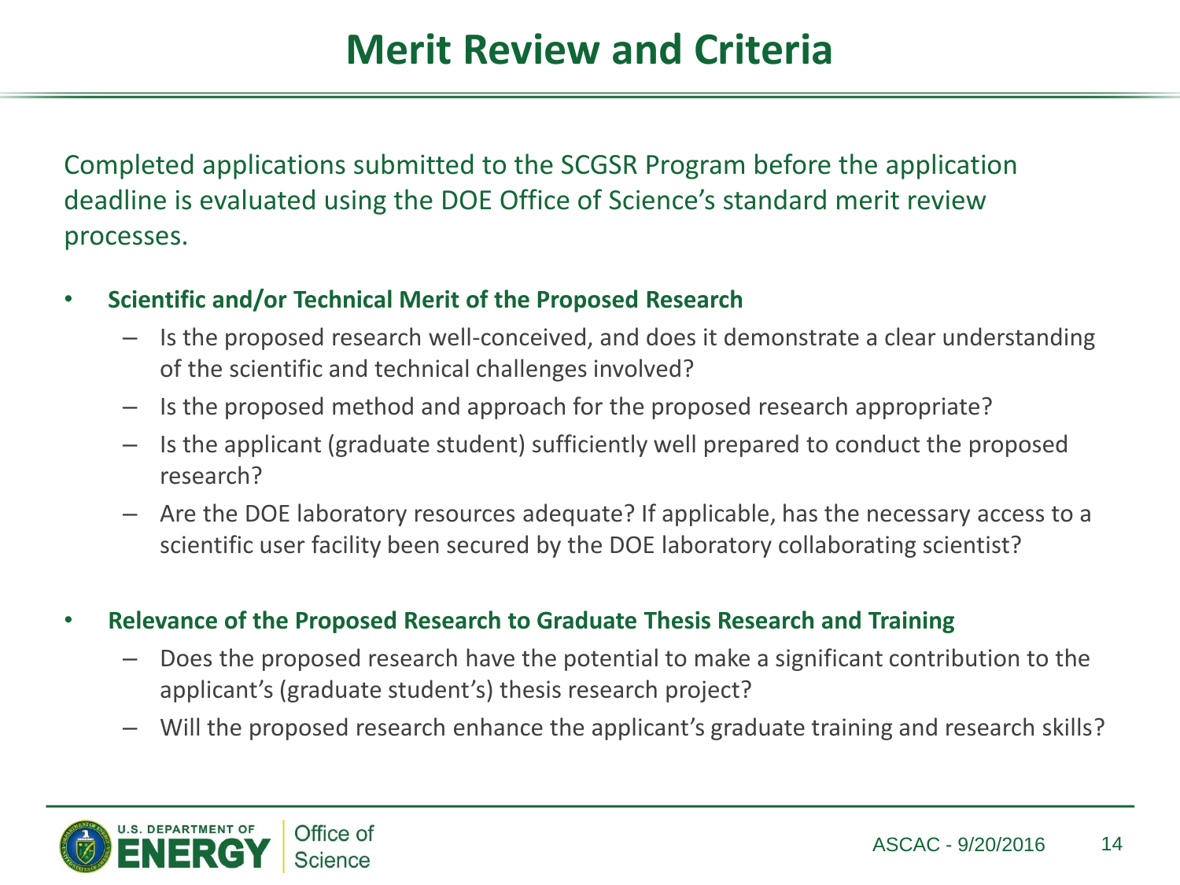# Merit Review and Criteria

Completed applications submitted to the SCGSR Program before the application deadline is evaluated using the DOE Office of Science's standard merit review processes.

- **Scientific and/or Technical Merit of the Proposed Research**
  - Is the proposed research well-conceived, and does it demonstrate a clear understanding of the scientific and technical challenges involved?
  - Is the proposed method and approach for the proposed research appropriate?
  - Is the applicant (graduate student) sufficiently well prepared to conduct the proposed research?
  - Are the DOE laboratory resources adequate? If applicable, has the necessary access to a scientific user facility been secured by the DOE laboratory collaborating scientist?

- **Relevance of the Proposed Research to Graduate Thesis Research and Training**
  - Does the proposed research have the potential to make a significant contribution to the applicant's (graduate student's) thesis research project?
  - Will the proposed research enhance the applicant's graduate training and research skills?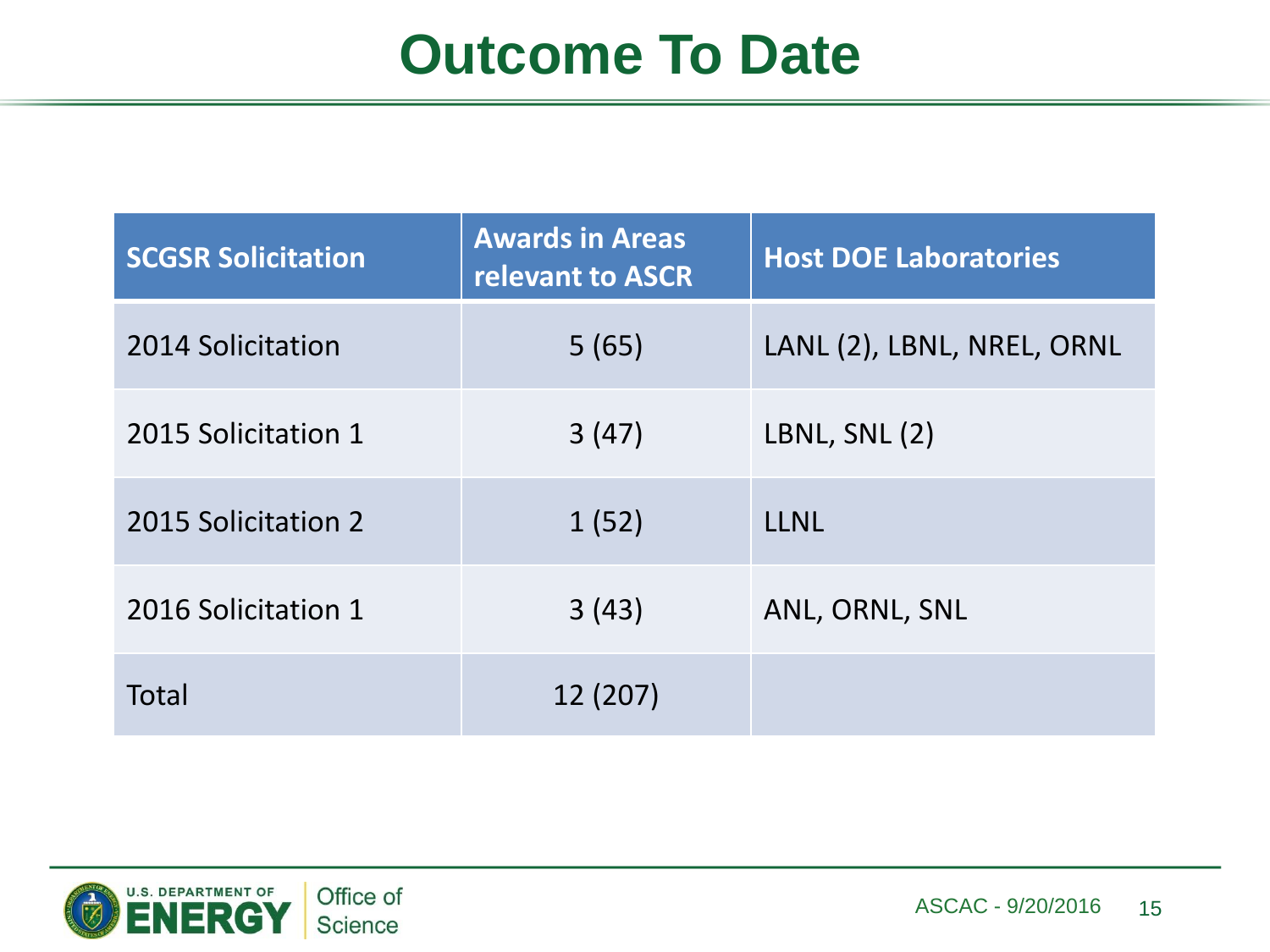# Outcome To Date

| SCGSR Solicitation | Awards in Areas relevant to ASCR | Host DOE Laboratories |
|---|---|---|
| 2014 Solicitation | 5 (65) | LANL (2), LBNL, NREL, ORNL |
| 2015 Solicitation 1 | 3 (47) | LBNL, SNL (2) |
| 2015 Solicitation 2 | 1 (52) | LLNL |
| 2016 Solicitation 1 | 3 (43) | ANL, ORNL, SNL |
| Total | 12 (207) | |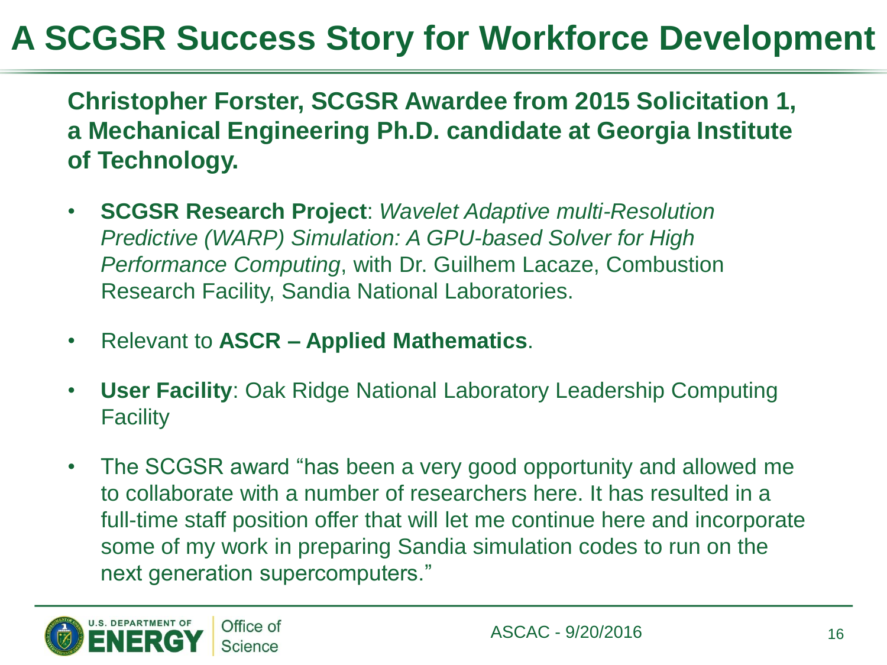# A SCGSR Success Story for Workforce Development

**Christopher Forster, SCGSR Awardee from 2015 Solicitation 1, a Mechanical Engineering Ph.D. candidate at Georgia Institute of Technology.**

- **SCGSR Research Project**: *Wavelet Adaptive multi-Resolution Predictive (WARP) Simulation: A GPU-based Solver for High Performance Computing*, with Dr. Guilhem Lacaze, Combustion Research Facility, Sandia National Laboratories.
- Relevant to **ASCR – Applied Mathematics**.
- **User Facility**: Oak Ridge National Laboratory Leadership Computing Facility
- The SCGSR award "has been a very good opportunity and allowed me to collaborate with a number of researchers here. It has resulted in a full-time staff position offer that will let me continue here and incorporate some of my work in preparing Sandia simulation codes to run on the next generation supercomputers."